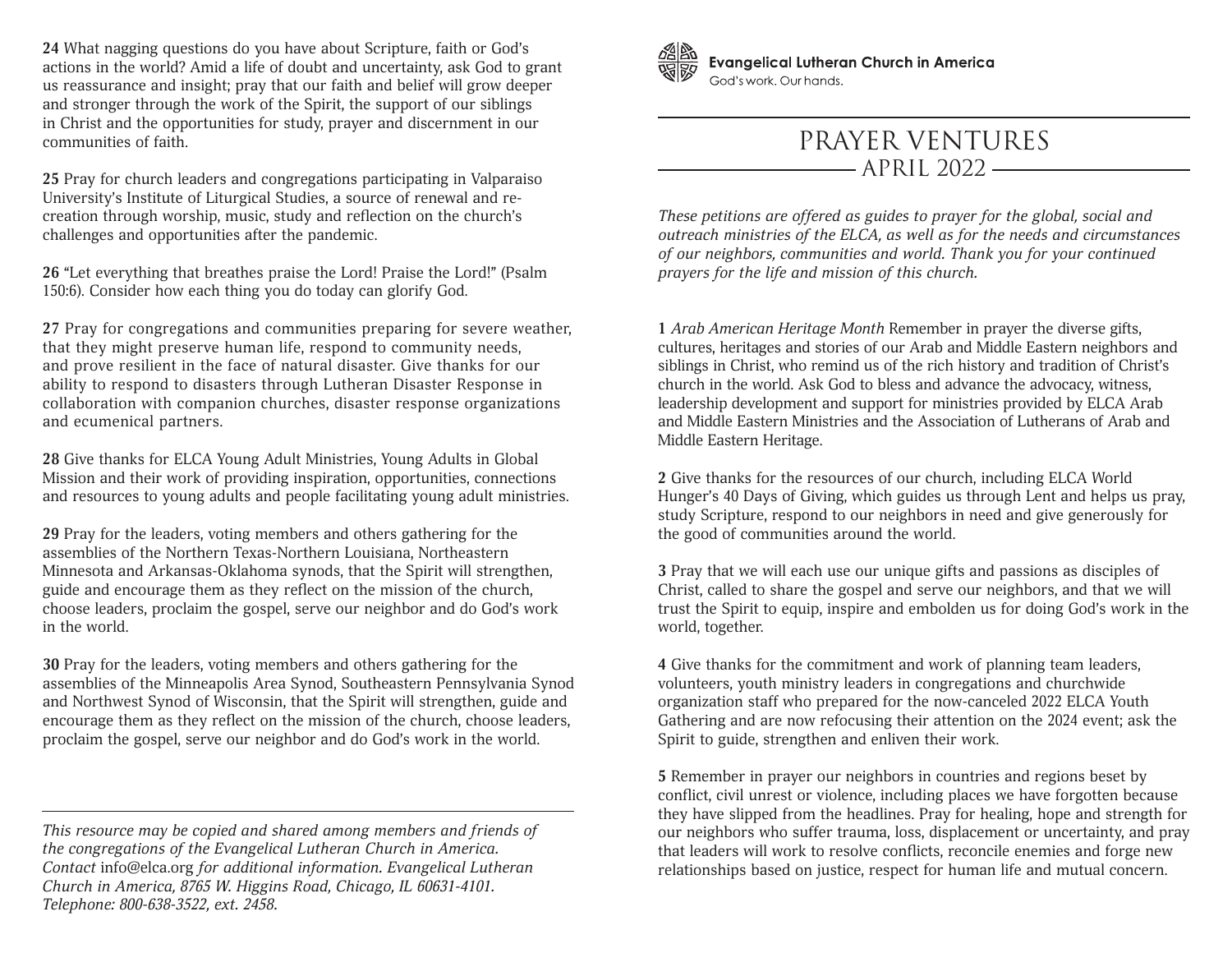**Evangelical Lutheran Church in America**
God's work. Our hands.

# PRAYER VENTURES
## APRIL 2022

*These petitions are offered as guides to prayer for the global, social and outreach ministries of the ELCA, as well as for the needs and circumstances of our neighbors, communities and world. Thank you for your continued prayers for the life and mission of this church.*

**1** *Arab American Heritage Month* Remember in prayer the diverse gifts, cultures, heritages and stories of our Arab and Middle Eastern neighbors and siblings in Christ, who remind us of the rich history and tradition of Christ's church in the world. Ask God to bless and advance the advocacy, witness, leadership development and support for ministries provided by ELCA Arab and Middle Eastern Ministries and the Association of Lutherans of Arab and Middle Eastern Heritage.

**2** Give thanks for the resources of our church, including ELCA World Hunger's 40 Days of Giving, which guides us through Lent and helps us pray, study Scripture, respond to our neighbors in need and give generously for the good of communities around the world.

**3** Pray that we will each use our unique gifts and passions as disciples of Christ, called to share the gospel and serve our neighbors, and that we will trust the Spirit to equip, inspire and embolden us for doing God's work in the world, together.

**4** Give thanks for the commitment and work of planning team leaders, volunteers, youth ministry leaders in congregations and churchwide organization staff who prepared for the now-canceled 2022 ELCA Youth Gathering and are now refocusing their attention on the 2024 event; ask the Spirit to guide, strengthen and enliven their work.

**5** Remember in prayer our neighbors in countries and regions beset by conflict, civil unrest or violence, including places we have forgotten because they have slipped from the headlines. Pray for healing, hope and strength for our neighbors who suffer trauma, loss, displacement or uncertainty, and pray that leaders will work to resolve conflicts, reconcile enemies and forge new relationships based on justice, respect for human life and mutual concern.

**24** What nagging questions do you have about Scripture, faith or God's actions in the world? Amid a life of doubt and uncertainty, ask God to grant us reassurance and insight; pray that our faith and belief will grow deeper and stronger through the work of the Spirit, the support of our siblings in Christ and the opportunities for study, prayer and discernment in our communities of faith.

**25** Pray for church leaders and congregations participating in Valparaiso University's Institute of Liturgical Studies, a source of renewal and re-creation through worship, music, study and reflection on the church's challenges and opportunities after the pandemic.

**26** "Let everything that breathes praise the Lord! Praise the Lord!" (Psalm 150:6). Consider how each thing you do today can glorify God.

**27** Pray for congregations and communities preparing for severe weather, that they might preserve human life, respond to community needs, and prove resilient in the face of natural disaster. Give thanks for our ability to respond to disasters through Lutheran Disaster Response in collaboration with companion churches, disaster response organizations and ecumenical partners.

**28** Give thanks for ELCA Young Adult Ministries, Young Adults in Global Mission and their work of providing inspiration, opportunities, connections and resources to young adults and people facilitating young adult ministries.

**29** Pray for the leaders, voting members and others gathering for the assemblies of the Northern Texas-Northern Louisiana, Northeastern Minnesota and Arkansas-Oklahoma synods, that the Spirit will strengthen, guide and encourage them as they reflect on the mission of the church, choose leaders, proclaim the gospel, serve our neighbor and do God's work in the world.

**30** Pray for the leaders, voting members and others gathering for the assemblies of the Minneapolis Area Synod, Southeastern Pennsylvania Synod and Northwest Synod of Wisconsin, that the Spirit will strengthen, guide and encourage them as they reflect on the mission of the church, choose leaders, proclaim the gospel, serve our neighbor and do God's work in the world.

---

*This resource may be copied and shared among members and friends of the congregations of the Evangelical Lutheran Church in America. Contact* info@elca.org *for additional information. Evangelical Lutheran Church in America, 8765 W. Higgins Road, Chicago, IL 60631-4101. Telephone: 800-638-3522, ext. 2458.*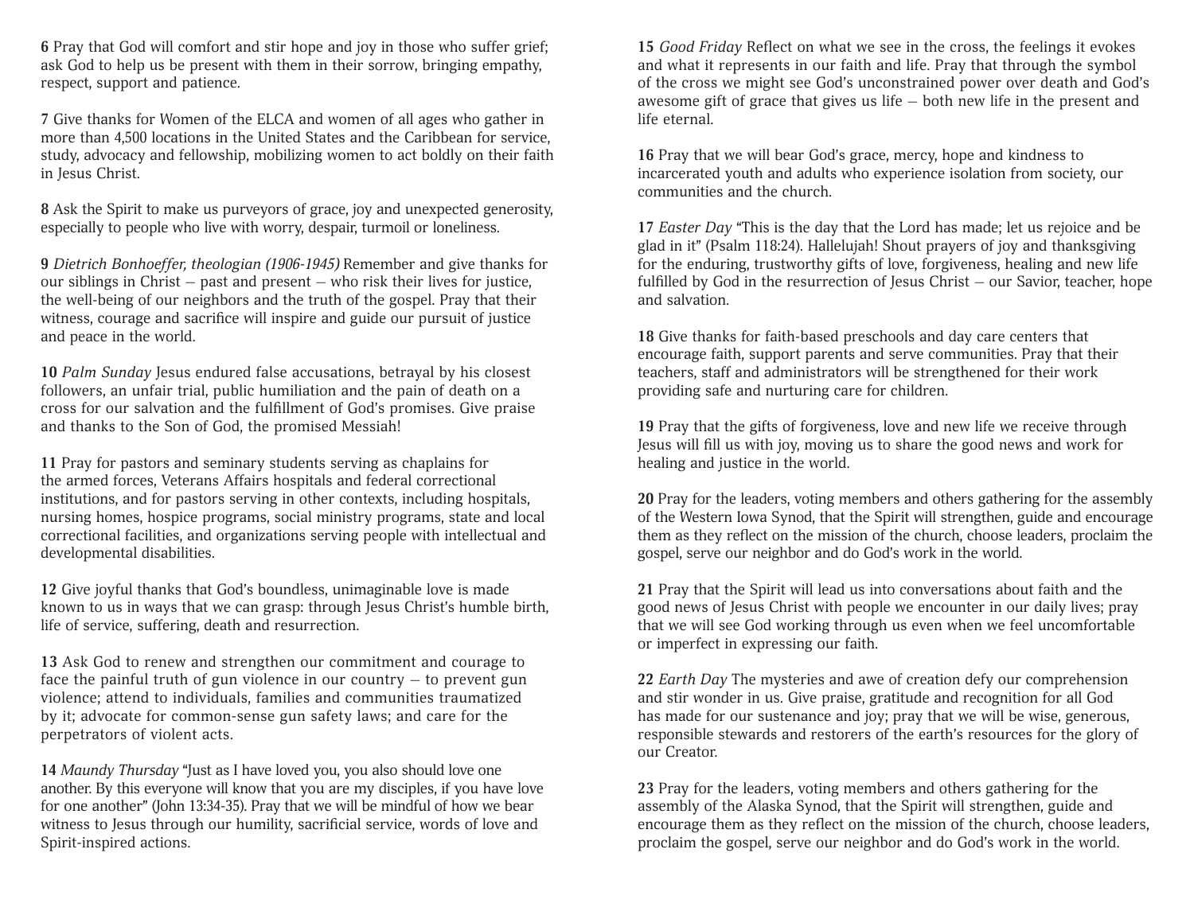**6** Pray that God will comfort and stir hope and joy in those who suffer grief; ask God to help us be present with them in their sorrow, bringing empathy, respect, support and patience.

**7** Give thanks for Women of the ELCA and women of all ages who gather in more than 4,500 locations in the United States and the Caribbean for service, study, advocacy and fellowship, mobilizing women to act boldly on their faith in Jesus Christ.

**8** Ask the Spirit to make us purveyors of grace, joy and unexpected generosity, especially to people who live with worry, despair, turmoil or loneliness.

**9** *Dietrich Bonhoeffer, theologian (1906-1945)* Remember and give thanks for our siblings in Christ – past and present – who risk their lives for justice, the well-being of our neighbors and the truth of the gospel. Pray that their witness, courage and sacrifice will inspire and guide our pursuit of justice and peace in the world.

**10** *Palm Sunday* Jesus endured false accusations, betrayal by his closest followers, an unfair trial, public humiliation and the pain of death on a cross for our salvation and the fulfillment of God's promises. Give praise and thanks to the Son of God, the promised Messiah!

**11** Pray for pastors and seminary students serving as chaplains for the armed forces, Veterans Affairs hospitals and federal correctional institutions, and for pastors serving in other contexts, including hospitals, nursing homes, hospice programs, social ministry programs, state and local correctional facilities, and organizations serving people with intellectual and developmental disabilities.

**12** Give joyful thanks that God's boundless, unimaginable love is made known to us in ways that we can grasp: through Jesus Christ's humble birth, life of service, suffering, death and resurrection.

**13** Ask God to renew and strengthen our commitment and courage to face the painful truth of gun violence in our country – to prevent gun violence; attend to individuals, families and communities traumatized by it; advocate for common-sense gun safety laws; and care for the perpetrators of violent acts.

**14** *Maundy Thursday* "Just as I have loved you, you also should love one another. By this everyone will know that you are my disciples, if you have love for one another" (John 13:34-35). Pray that we will be mindful of how we bear witness to Jesus through our humility, sacrificial service, words of love and Spirit-inspired actions.

**15** *Good Friday* Reflect on what we see in the cross, the feelings it evokes and what it represents in our faith and life. Pray that through the symbol of the cross we might see God's unconstrained power over death and God's awesome gift of grace that gives us life – both new life in the present and life eternal.

**16** Pray that we will bear God's grace, mercy, hope and kindness to incarcerated youth and adults who experience isolation from society, our communities and the church.

**17** *Easter Day* "This is the day that the Lord has made; let us rejoice and be glad in it" (Psalm 118:24). Hallelujah! Shout prayers of joy and thanksgiving for the enduring, trustworthy gifts of love, forgiveness, healing and new life fulfilled by God in the resurrection of Jesus Christ – our Savior, teacher, hope and salvation.

**18** Give thanks for faith-based preschools and day care centers that encourage faith, support parents and serve communities. Pray that their teachers, staff and administrators will be strengthened for their work providing safe and nurturing care for children.

**19** Pray that the gifts of forgiveness, love and new life we receive through Jesus will fill us with joy, moving us to share the good news and work for healing and justice in the world.

**20** Pray for the leaders, voting members and others gathering for the assembly of the Western Iowa Synod, that the Spirit will strengthen, guide and encourage them as they reflect on the mission of the church, choose leaders, proclaim the gospel, serve our neighbor and do God's work in the world.

**21** Pray that the Spirit will lead us into conversations about faith and the good news of Jesus Christ with people we encounter in our daily lives; pray that we will see God working through us even when we feel uncomfortable or imperfect in expressing our faith.

**22** *Earth Day* The mysteries and awe of creation defy our comprehension and stir wonder in us. Give praise, gratitude and recognition for all God has made for our sustenance and joy; pray that we will be wise, generous, responsible stewards and restorers of the earth's resources for the glory of our Creator.

**23** Pray for the leaders, voting members and others gathering for the assembly of the Alaska Synod, that the Spirit will strengthen, guide and encourage them as they reflect on the mission of the church, choose leaders, proclaim the gospel, serve our neighbor and do God's work in the world.